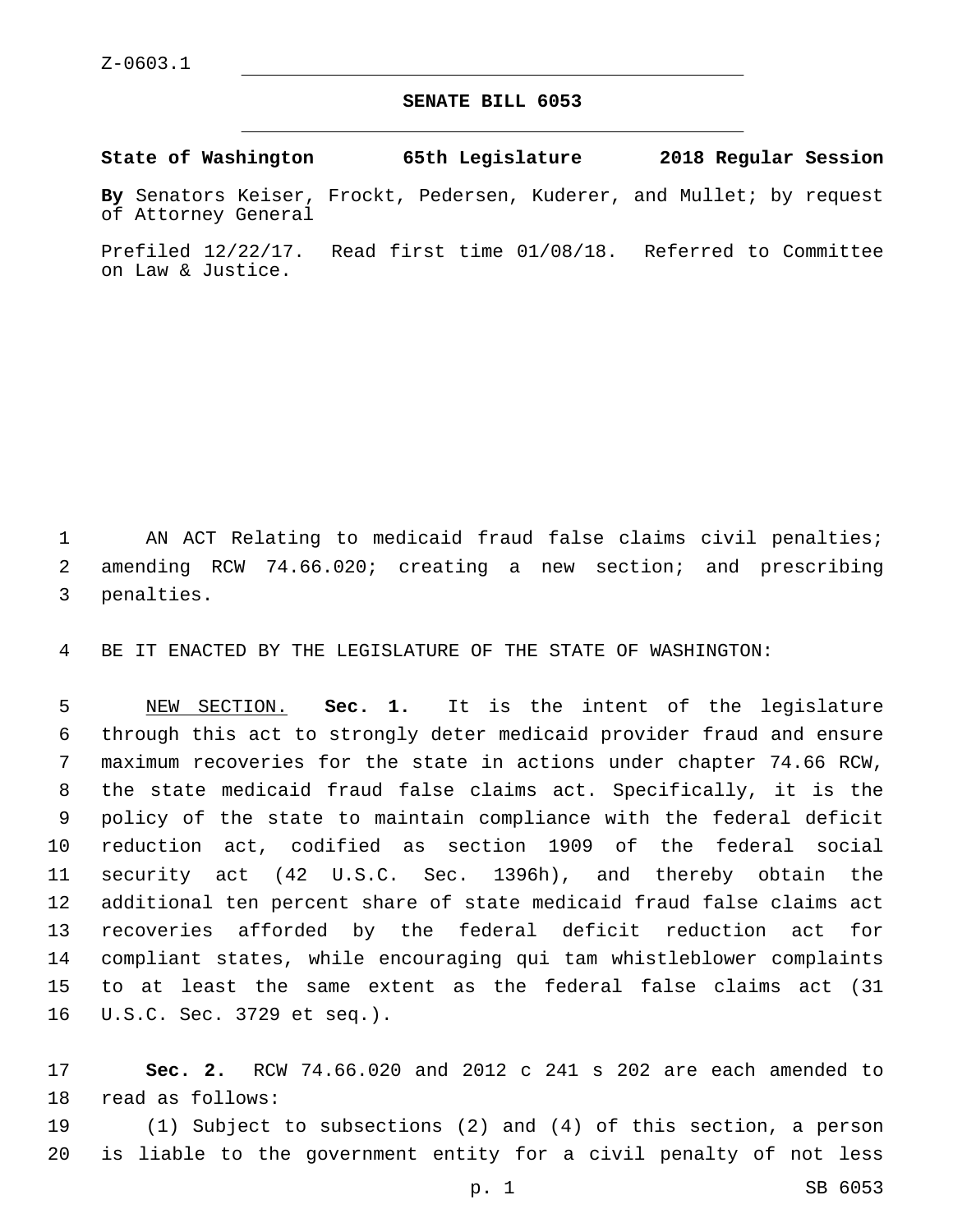Z-0603.1

# SENATE BILL 6053

**State of Washington 65th Legislature 2018 Regular Session**

**By** Senators Keiser, Frockt, Pedersen, Kuderer, and Mullet; by request of Attorney General

Prefiled 12/22/17. Read first time 01/08/18. Referred to Committee on Law & Justice.

AN ACT Relating to medicaid fraud false claims civil penalties; amending RCW 74.66.020; creating a new section; and prescribing penalties.

BE IT ENACTED BY THE LEGISLATURE OF THE STATE OF WASHINGTON:

NEW SECTION. **Sec. 1.** It is the intent of the legislature through this act to strongly deter medicaid provider fraud and ensure maximum recoveries for the state in actions under chapter 74.66 RCW, the state medicaid fraud false claims act. Specifically, it is the policy of the state to maintain compliance with the federal deficit reduction act, codified as section 1909 of the federal social security act (42 U.S.C. Sec. 1396h), and thereby obtain the additional ten percent share of state medicaid fraud false claims act recoveries afforded by the federal deficit reduction act for compliant states, while encouraging qui tam whistleblower complaints to at least the same extent as the federal false claims act (31 U.S.C. Sec. 3729 et seq.).

**Sec. 2.** RCW 74.66.020 and 2012 c 241 s 202 are each amended to read as follows:

(1) Subject to subsections (2) and (4) of this section, a person is liable to the government entity for a civil penalty of not less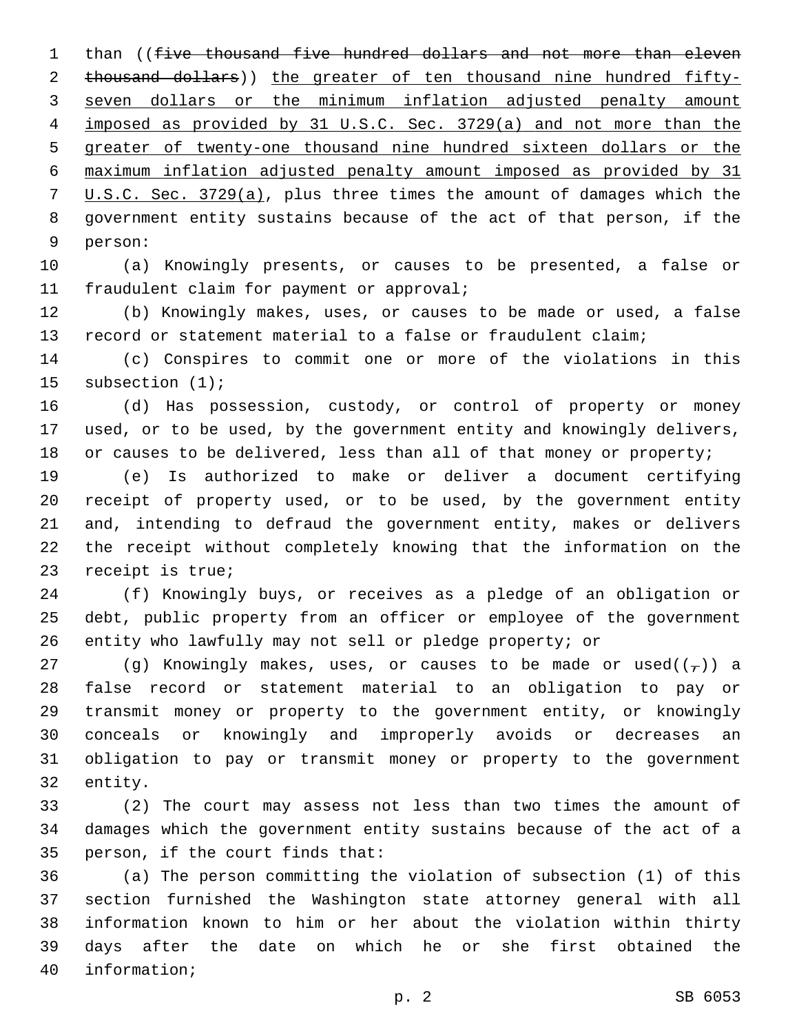than ((~~five thousand five hundred dollars and not more than eleven thousand dollars~~)) <u>the greater of ten thousand nine hundred fifty-seven dollars or the minimum inflation adjusted penalty amount imposed as provided by 31 U.S.C. Sec. 3729(a) and not more than the greater of twenty-one thousand nine hundred sixteen dollars or the maximum inflation adjusted penalty amount imposed as provided by 31 U.S.C. Sec. 3729(a)</u>, plus three times the amount of damages which the government entity sustains because of the act of that person, if the person:

(a) Knowingly presents, or causes to be presented, a false or fraudulent claim for payment or approval;

(b) Knowingly makes, uses, or causes to be made or used, a false record or statement material to a false or fraudulent claim;

(c) Conspires to commit one or more of the violations in this subsection (1);

(d) Has possession, custody, or control of property or money used, or to be used, by the government entity and knowingly delivers, or causes to be delivered, less than all of that money or property;

(e) Is authorized to make or deliver a document certifying receipt of property used, or to be used, by the government entity and, intending to defraud the government entity, makes or delivers the receipt without completely knowing that the information on the receipt is true;

(f) Knowingly buys, or receives as a pledge of an obligation or debt, public property from an officer or employee of the government entity who lawfully may not sell or pledge property; or

(g) Knowingly makes, uses, or causes to be made or used((~~,~~)) a false record or statement material to an obligation to pay or transmit money or property to the government entity, or knowingly conceals or knowingly and improperly avoids or decreases an obligation to pay or transmit money or property to the government entity.

(2) The court may assess not less than two times the amount of damages which the government entity sustains because of the act of a person, if the court finds that:

(a) The person committing the violation of subsection (1) of this section furnished the Washington state attorney general with all information known to him or her about the violation within thirty days after the date on which he or she first obtained the information;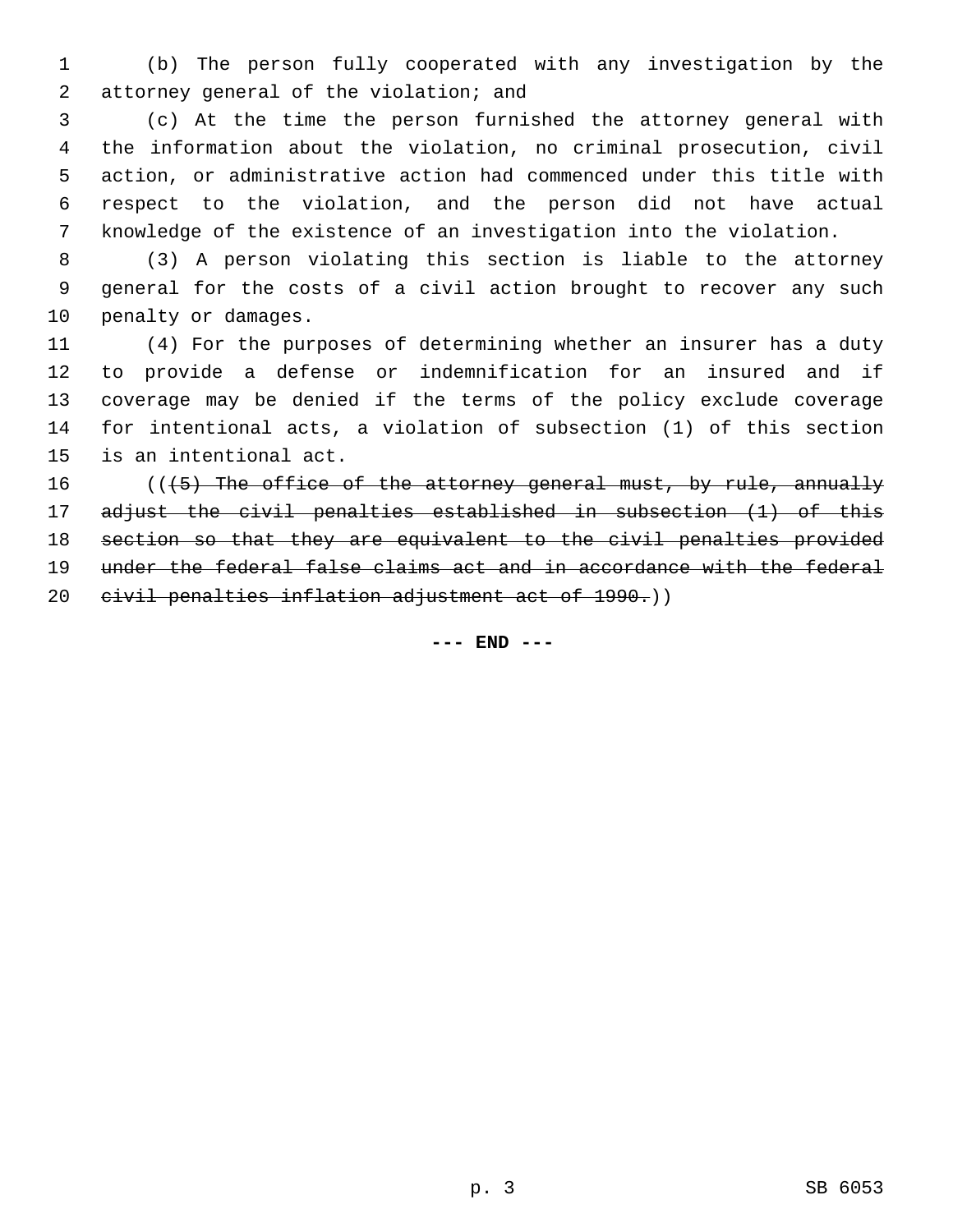(b) The person fully cooperated with any investigation by the attorney general of the violation; and

(c) At the time the person furnished the attorney general with the information about the violation, no criminal prosecution, civil action, or administrative action had commenced under this title with respect to the violation, and the person did not have actual knowledge of the existence of an investigation into the violation.

(3) A person violating this section is liable to the attorney general for the costs of a civil action brought to recover any such penalty or damages.

(4) For the purposes of determining whether an insurer has a duty to provide a defense or indemnification for an insured and if coverage may be denied if the terms of the policy exclude coverage for intentional acts, a violation of subsection (1) of this section is an intentional act.

((~~(5) The office of the attorney general must, by rule, annually adjust the civil penalties established in subsection (1) of this section so that they are equivalent to the civil penalties provided under the federal false claims act and in accordance with the federal civil penalties inflation adjustment act of 1990.~~))

**--- END ---**